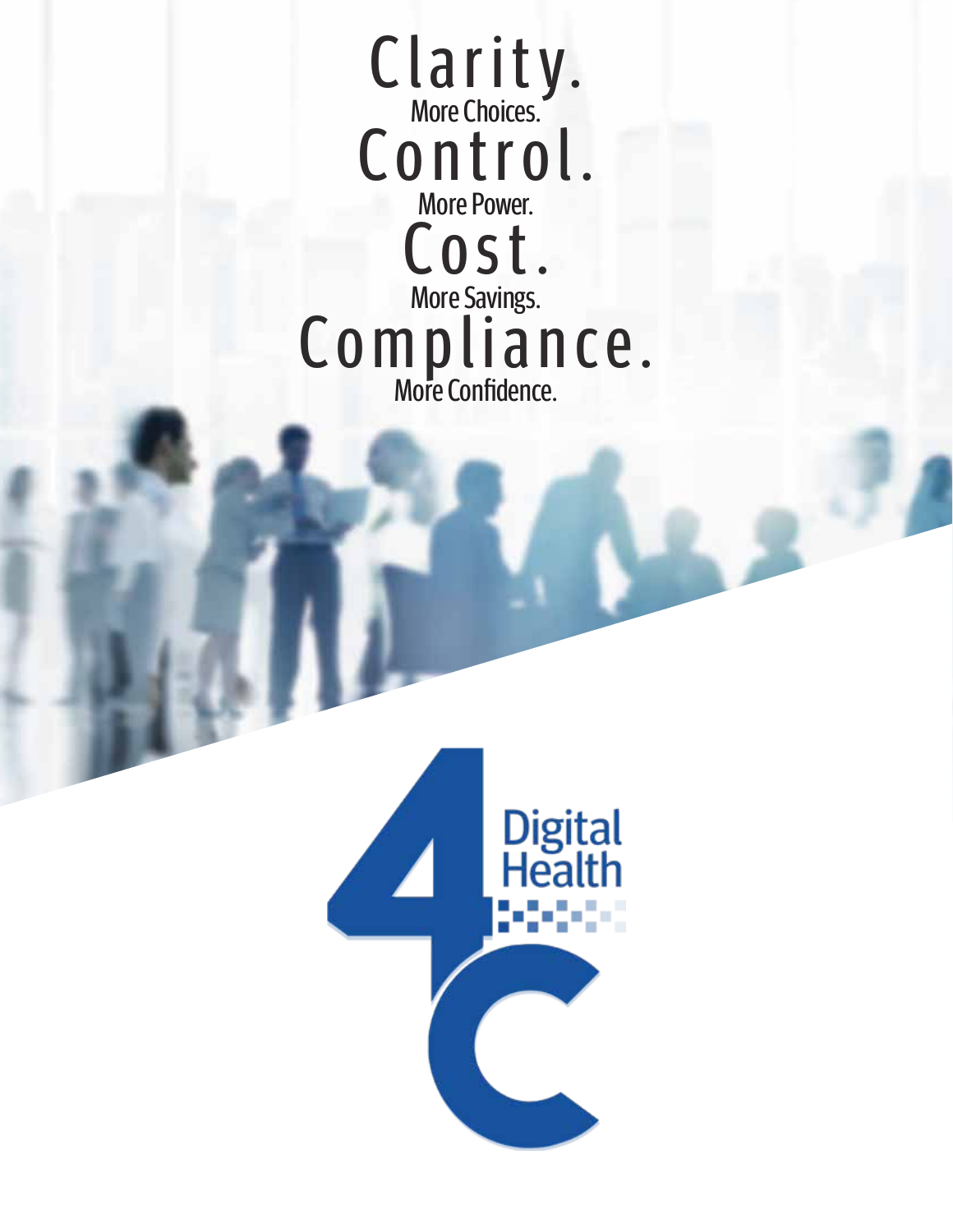# Clarity.
More Choices.

# Control.
More Power.

# Cost.
More Savings.

# Compliance.
More Confidence.

4C Digital Health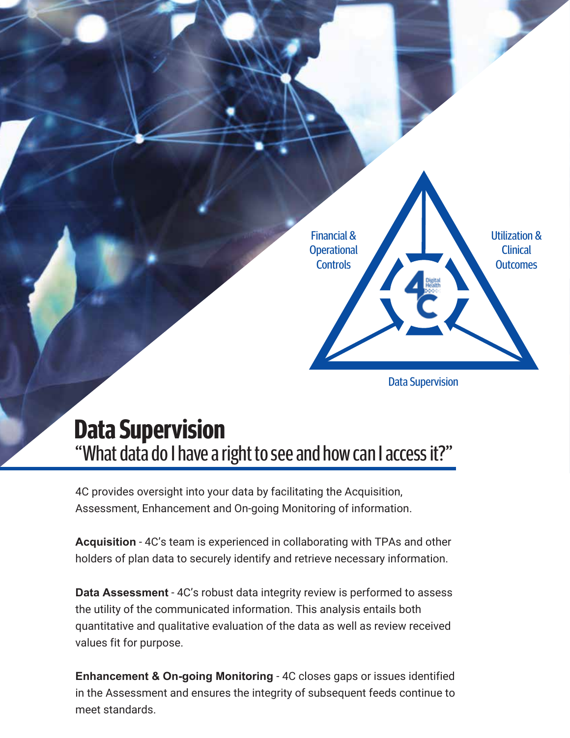Financial & Operational Controls

Utilization & Clinical Outcomes

Data Supervision

# Data Supervision

“What data do I have a right to see and how can I access it?”

4C provides oversight into your data by facilitating the Acquisition, Assessment, Enhancement and On-going Monitoring of information.

**Acquisition** - 4C’s team is experienced in collaborating with TPAs and other holders of plan data to securely identify and retrieve necessary information.

**Data Assessment** - 4C’s robust data integrity review is performed to assess the utility of the communicated information. This analysis entails both quantitative and qualitative evaluation of the data as well as review received values fit for purpose.

**Enhancement & On-going Monitoring** - 4C closes gaps or issues identified in the Assessment and ensures the integrity of subsequent feeds continue to meet standards.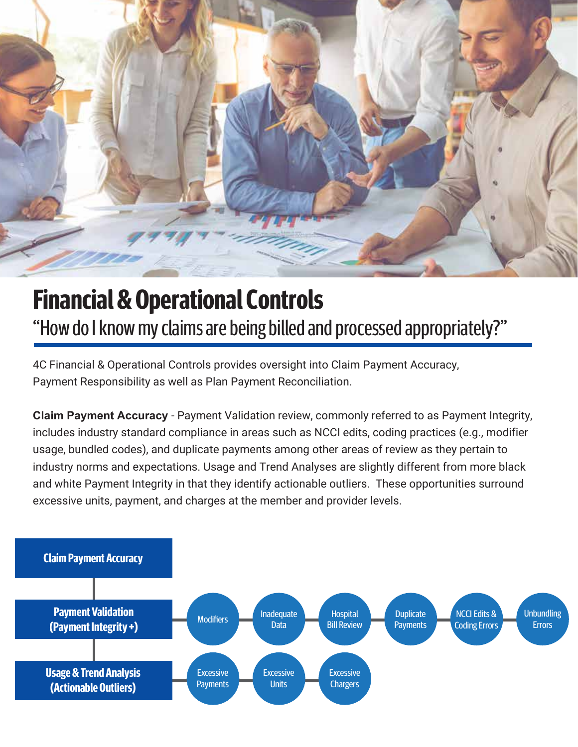# Financial & Operational Controls

## "How do I know my claims are being billed and processed appropriately?"

4C Financial & Operational Controls provides oversight into Claim Payment Accuracy, Payment Responsibility as well as Plan Payment Reconciliation.

**Claim Payment Accuracy** - Payment Validation review, commonly referred to as Payment Integrity, includes industry standard compliance in areas such as NCCI edits, coding practices (e.g., modifier usage, bundled codes), and duplicate payments among other areas of review as they pertain to industry norms and expectations. Usage and Trend Analyses are slightly different from more black and white Payment Integrity in that they identify actionable outliers. These opportunities surround excessive units, payment, and charges at the member and provider levels.

**Claim Payment Accuracy**

- **Payment Validation (Payment Integrity +)**
  - Modifiers
  - Inadequate Data
  - Hospital Bill Review
  - Duplicate Payments
  - NCCI Edits & Coding Errors
  - Unbundling Errors
- **Usage & Trend Analysis (Actionable Outliers)**
  - Excessive Payments
  - Excessive Units
  - Excessive Chargers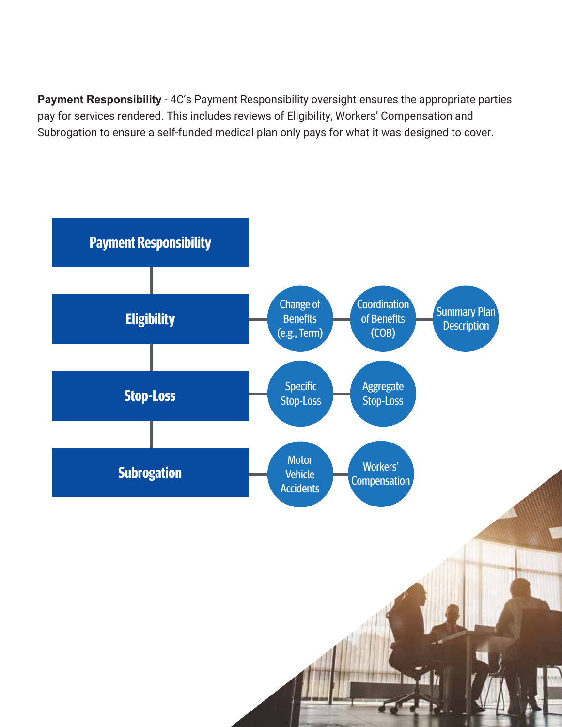**Payment Responsibility** - 4C's Payment Responsibility oversight ensures the appropriate parties pay for services rendered. This includes reviews of Eligibility, Workers' Compensation and Subrogation to ensure a self-funded medical plan only pays for what it was designed to cover.

**Payment Responsibility**

- **Eligibility**
  - Change of Benefits (e.g., Term)
  - Coordination of Benefits (COB)
  - Summary Plan Description
- **Stop-Loss**
  - Specific Stop-Loss
  - Aggregate Stop-Loss
- **Subrogation**
  - Motor Vehicle Accidents
  - Workers' Compensation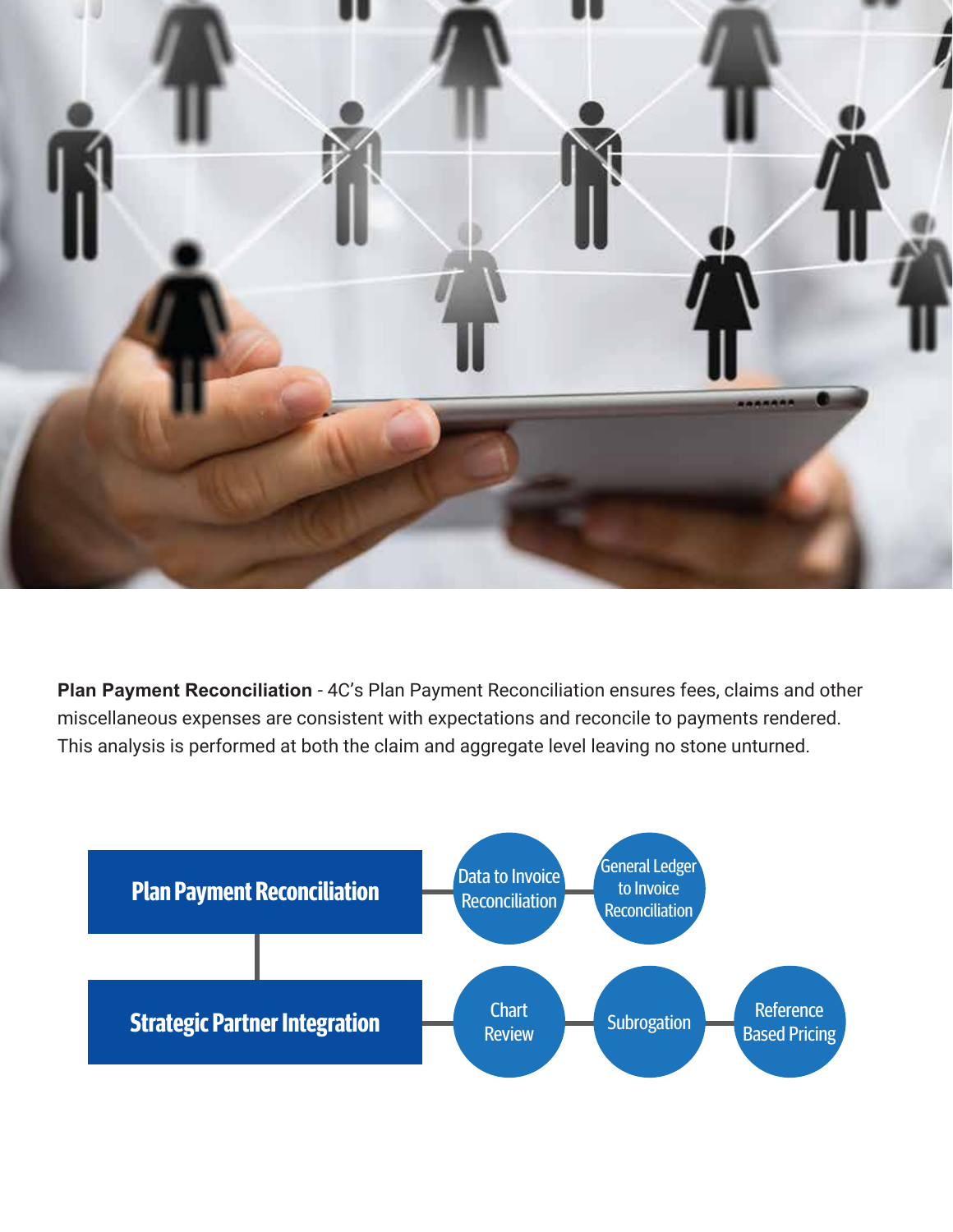**Plan Payment Reconciliation** - 4C's Plan Payment Reconciliation ensures fees, claims and other miscellaneous expenses are consistent with expectations and reconcile to payments rendered. This analysis is performed at both the claim and aggregate level leaving no stone unturned.

- **Plan Payment Reconciliation**
  - Data to Invoice Reconciliation
  - General Ledger to Invoice Reconciliation
- **Strategic Partner Integration**
  - Chart Review
  - Subrogation
  - Reference Based Pricing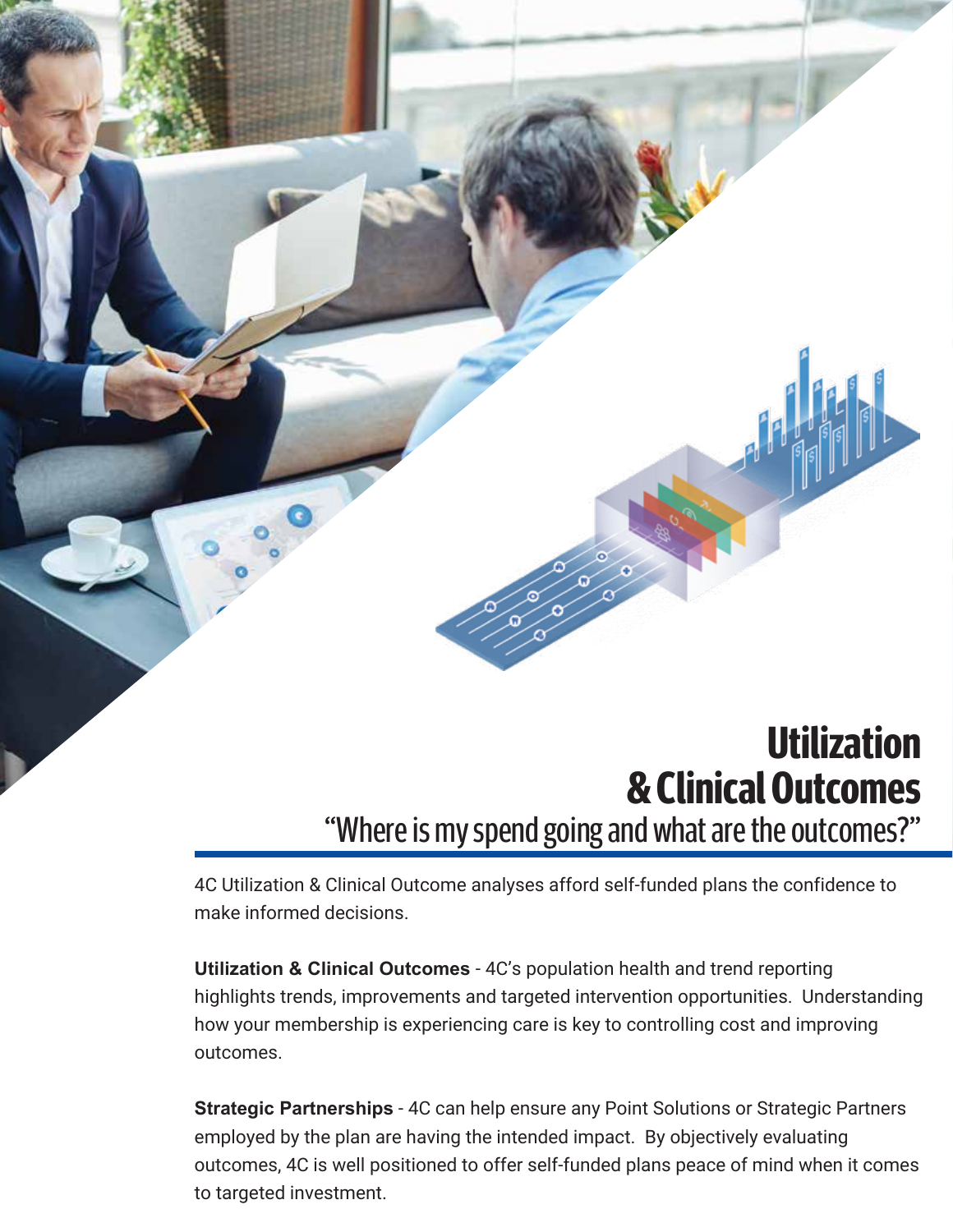# Utilization & Clinical Outcomes

## "Where is my spend going and what are the outcomes?"

4C Utilization & Clinical Outcome analyses afford self-funded plans the confidence to make informed decisions.

**Utilization & Clinical Outcomes** - 4C's population health and trend reporting highlights trends, improvements and targeted intervention opportunities. Understanding how your membership is experiencing care is key to controlling cost and improving outcomes.

**Strategic Partnerships** - 4C can help ensure any Point Solutions or Strategic Partners employed by the plan are having the intended impact. By objectively evaluating outcomes, 4C is well positioned to offer self-funded plans peace of mind when it comes to targeted investment.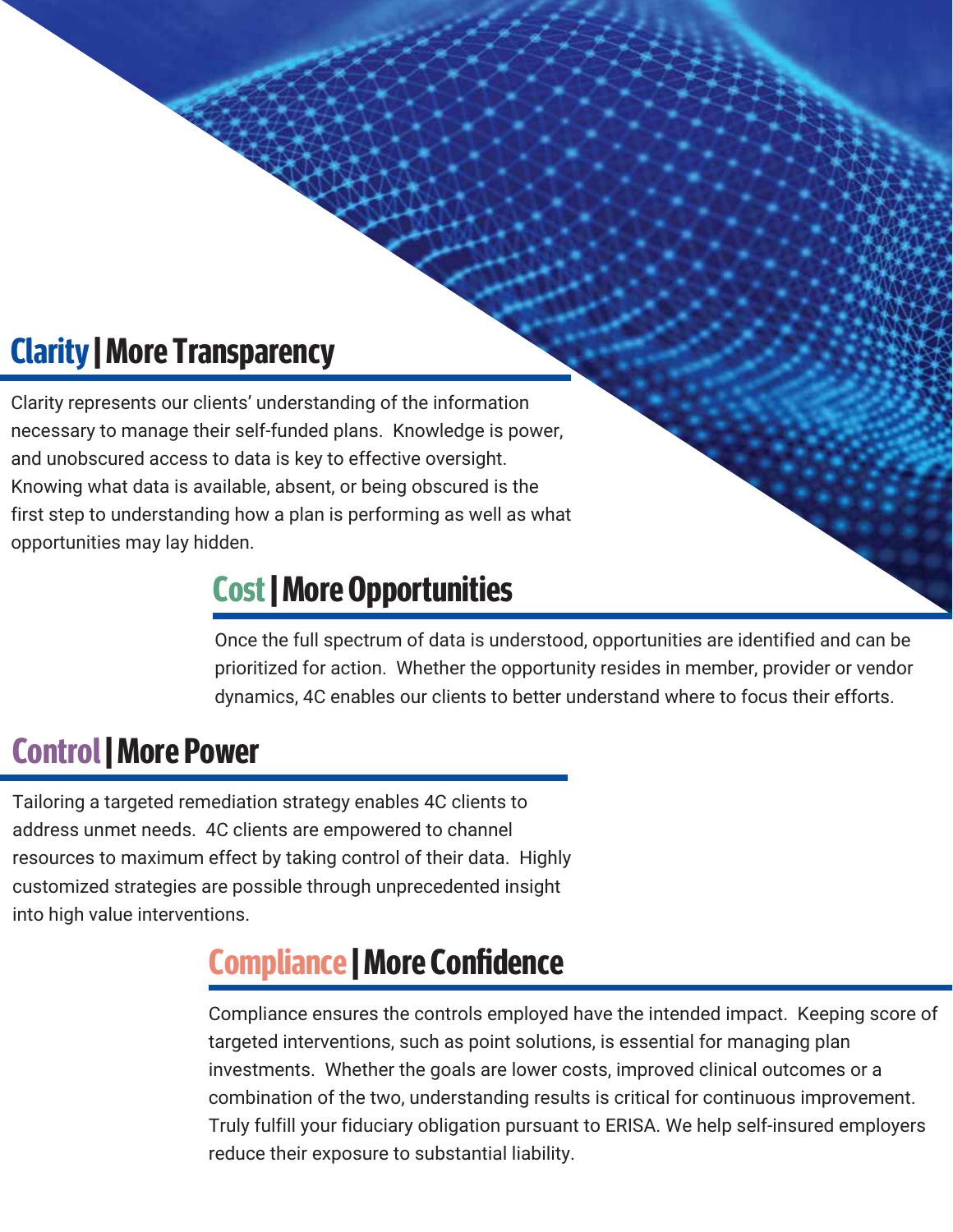## Clarity | More Transparency

Clarity represents our clients' understanding of the information necessary to manage their self-funded plans. Knowledge is power, and unobscured access to data is key to effective oversight. Knowing what data is available, absent, or being obscured is the first step to understanding how a plan is performing as well as what opportunities may lay hidden.

## Cost | More Opportunities

Once the full spectrum of data is understood, opportunities are identified and can be prioritized for action. Whether the opportunity resides in member, provider or vendor dynamics, 4C enables our clients to better understand where to focus their efforts.

## Control | More Power

Tailoring a targeted remediation strategy enables 4C clients to address unmet needs. 4C clients are empowered to channel resources to maximum effect by taking control of their data. Highly customized strategies are possible through unprecedented insight into high value interventions.

## Compliance | More Confidence

Compliance ensures the controls employed have the intended impact. Keeping score of targeted interventions, such as point solutions, is essential for managing plan investments. Whether the goals are lower costs, improved clinical outcomes or a combination of the two, understanding results is critical for continuous improvement. Truly fulfill your fiduciary obligation pursuant to ERISA. We help self-insured employers reduce their exposure to substantial liability.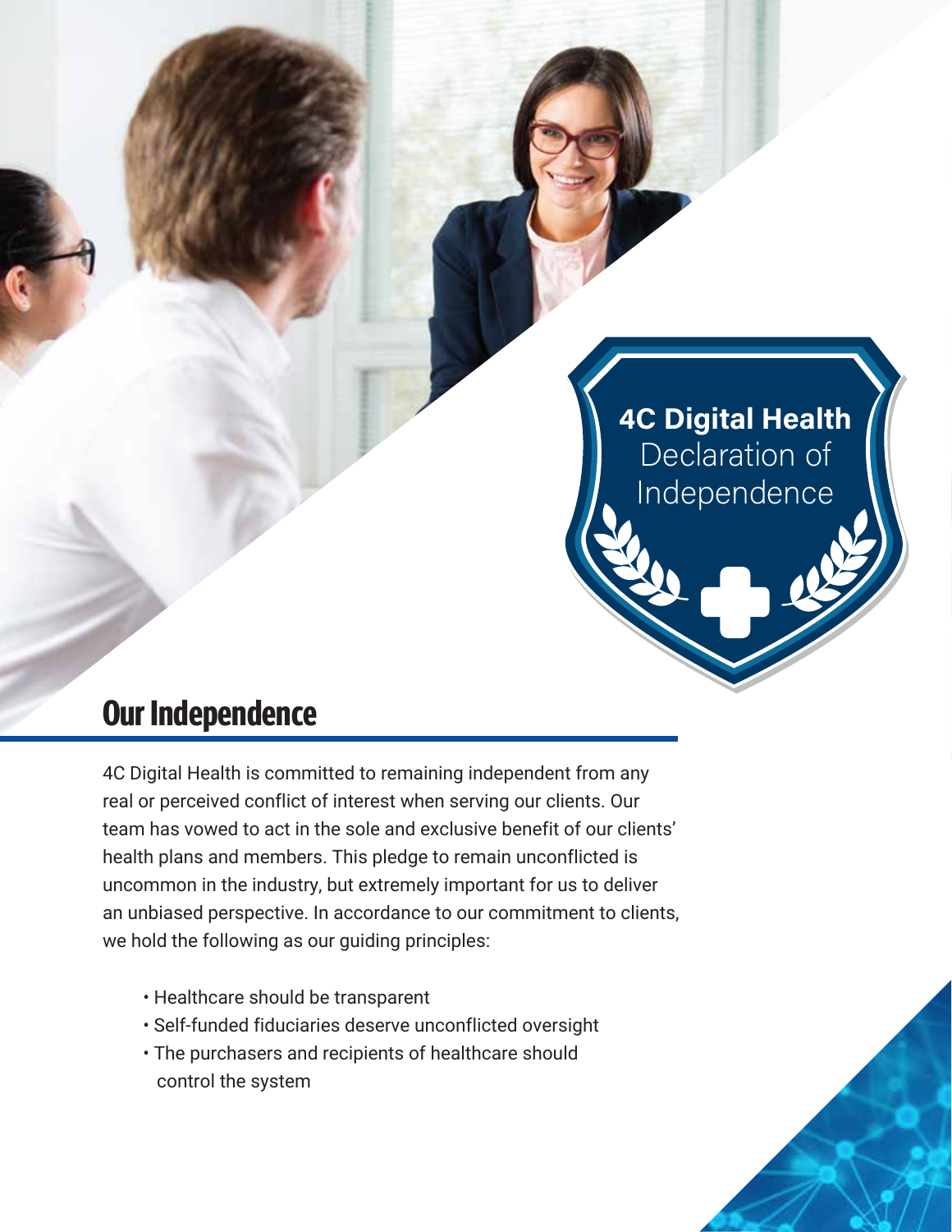**4C Digital Health**
Declaration of Independence

## Our Independence

4C Digital Health is committed to remaining independent from any real or perceived conflict of interest when serving our clients. Our team has vowed to act in the sole and exclusive benefit of our clients' health plans and members. This pledge to remain unconflicted is uncommon in the industry, but extremely important for us to deliver an unbiased perspective. In accordance to our commitment to clients, we hold the following as our guiding principles:

- Healthcare should be transparent
- Self-funded fiduciaries deserve unconflicted oversight
- The purchasers and recipients of healthcare should control the system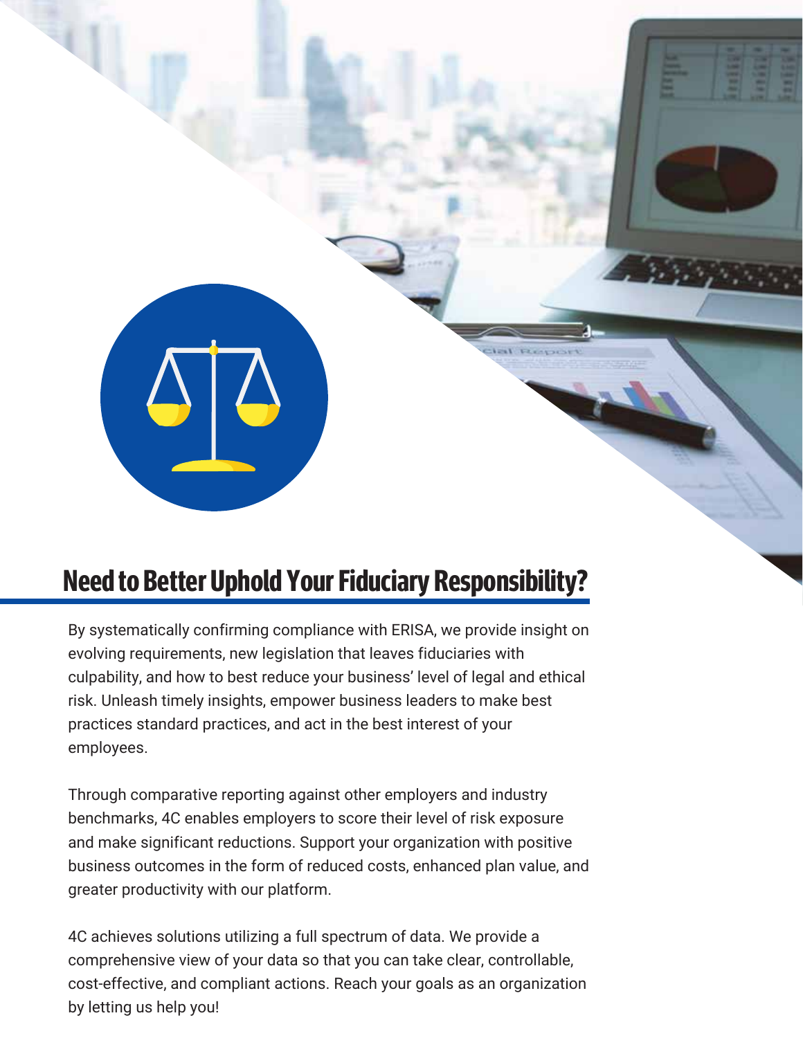## Need to Better Uphold Your Fiduciary Responsibility?

By systematically confirming compliance with ERISA, we provide insight on evolving requirements, new legislation that leaves fiduciaries with culpability, and how to best reduce your business' level of legal and ethical risk. Unleash timely insights, empower business leaders to make best practices standard practices, and act in the best interest of your employees.

Through comparative reporting against other employers and industry benchmarks, 4C enables employers to score their level of risk exposure and make significant reductions. Support your organization with positive business outcomes in the form of reduced costs, enhanced plan value, and greater productivity with our platform.

4C achieves solutions utilizing a full spectrum of data. We provide a comprehensive view of your data so that you can take clear, controllable, cost-effective, and compliant actions. Reach your goals as an organization by letting us help you!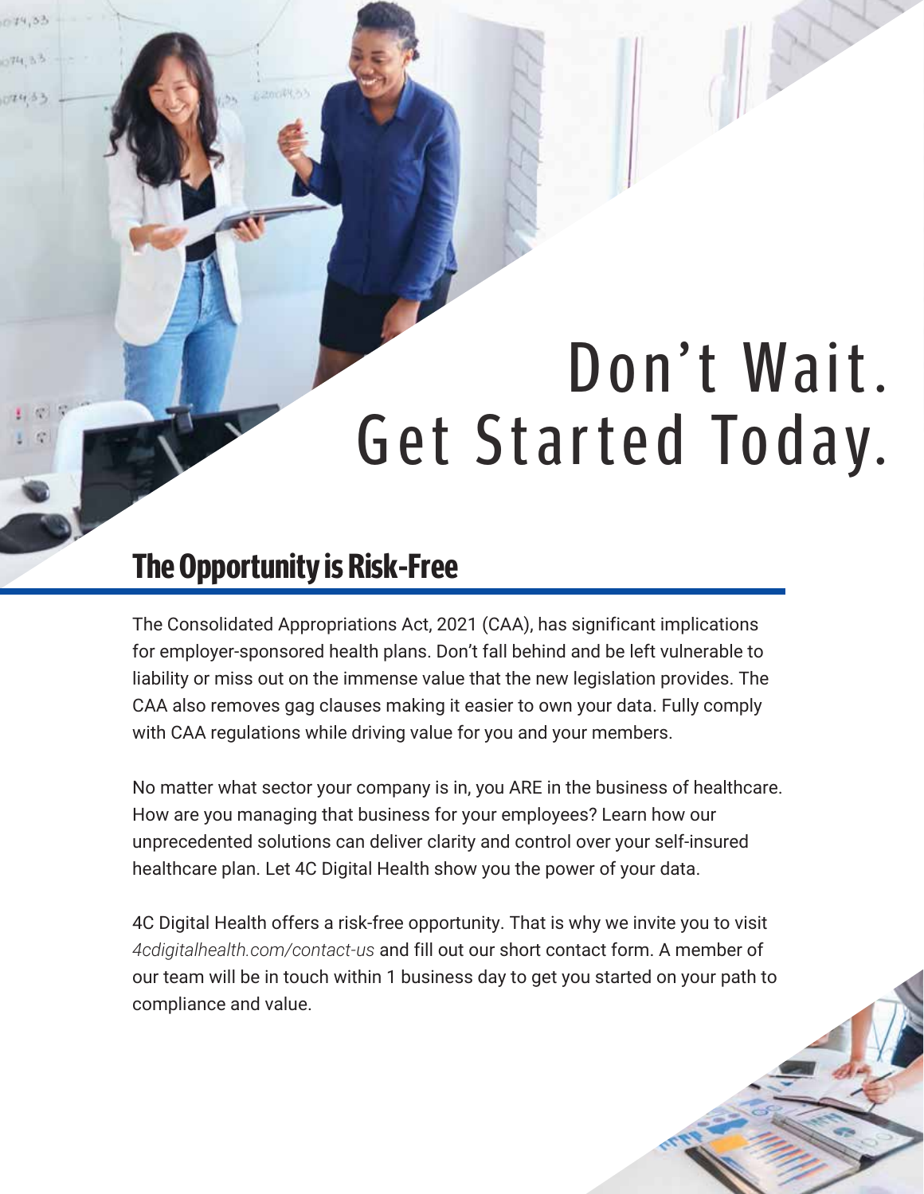# Don't Wait. Get Started Today.

## The Opportunity is Risk-Free

The Consolidated Appropriations Act, 2021 (CAA), has significant implications for employer-sponsored health plans. Don't fall behind and be left vulnerable to liability or miss out on the immense value that the new legislation provides. The CAA also removes gag clauses making it easier to own your data. Fully comply with CAA regulations while driving value for you and your members.

No matter what sector your company is in, you ARE in the business of healthcare. How are you managing that business for your employees? Learn how our unprecedented solutions can deliver clarity and control over your self-insured healthcare plan. Let 4C Digital Health show you the power of your data.

4C Digital Health offers a risk-free opportunity. That is why we invite you to visit *4cdigitalhealth.com/contact-us* and fill out our short contact form. A member of our team will be in touch within 1 business day to get you started on your path to compliance and value.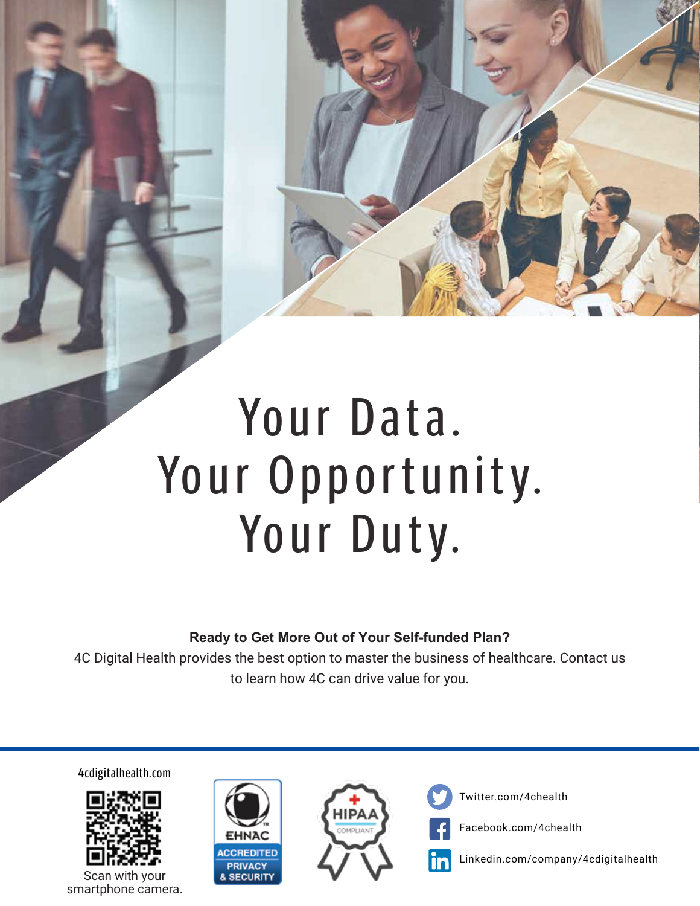# Your Data.
# Your Opportunity.
# Your Duty.

**Ready to Get More Out of Your Self-funded Plan?**

4C Digital Health provides the best option to master the business of healthcare. Contact us to learn how 4C can drive value for you.

4cdigitalhealth.com

Scan with your smartphone camera.

EHNAC ACCREDITED PRIVACY & SECURITY

HIPAA COMPLIANT

Twitter.com/4chealth

Facebook.com/4chealth

Linkedin.com/company/4cdigitalhealth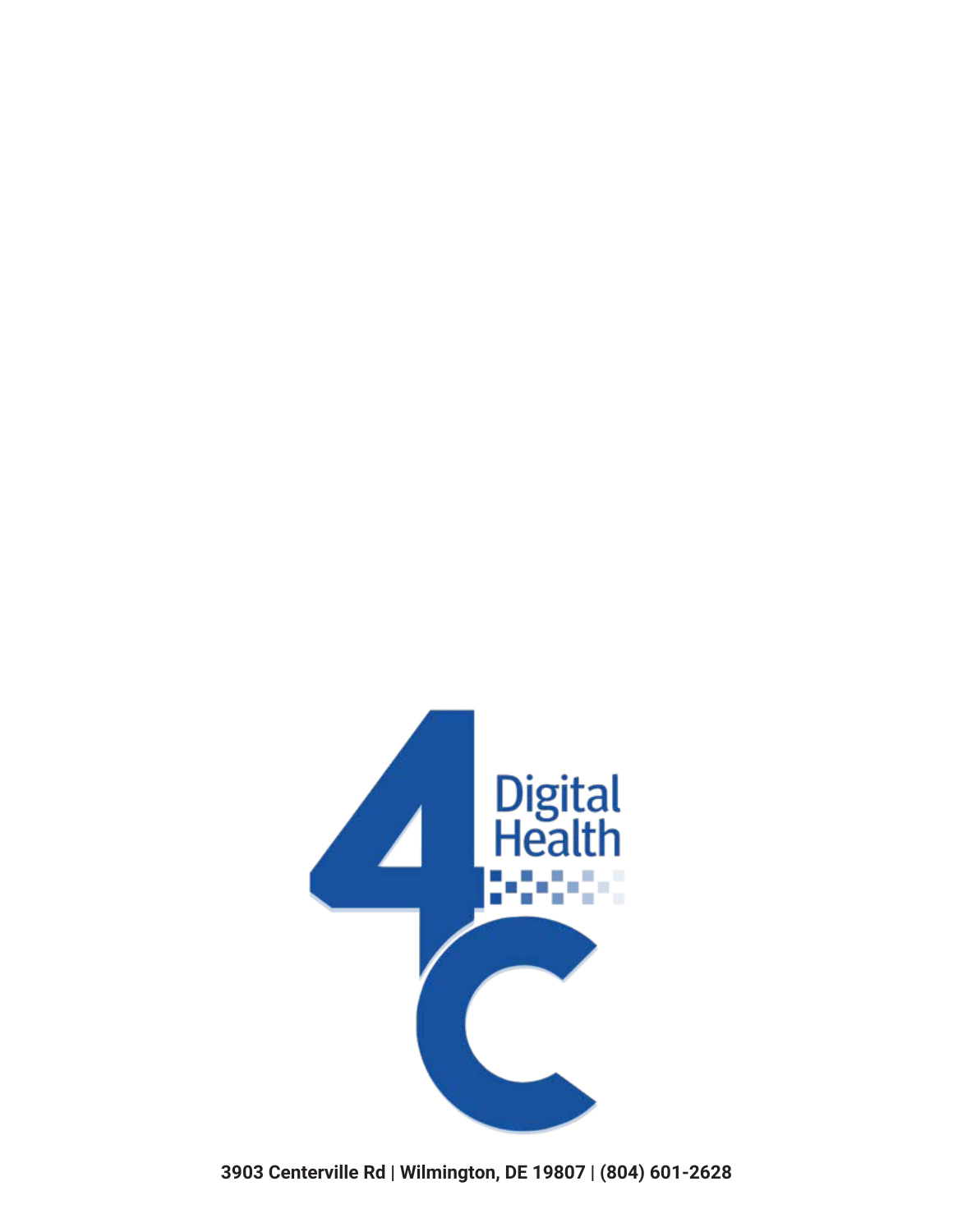Digital
Health

3903 Centerville Rd | Wilmington, DE 19807 | (804) 601-2628